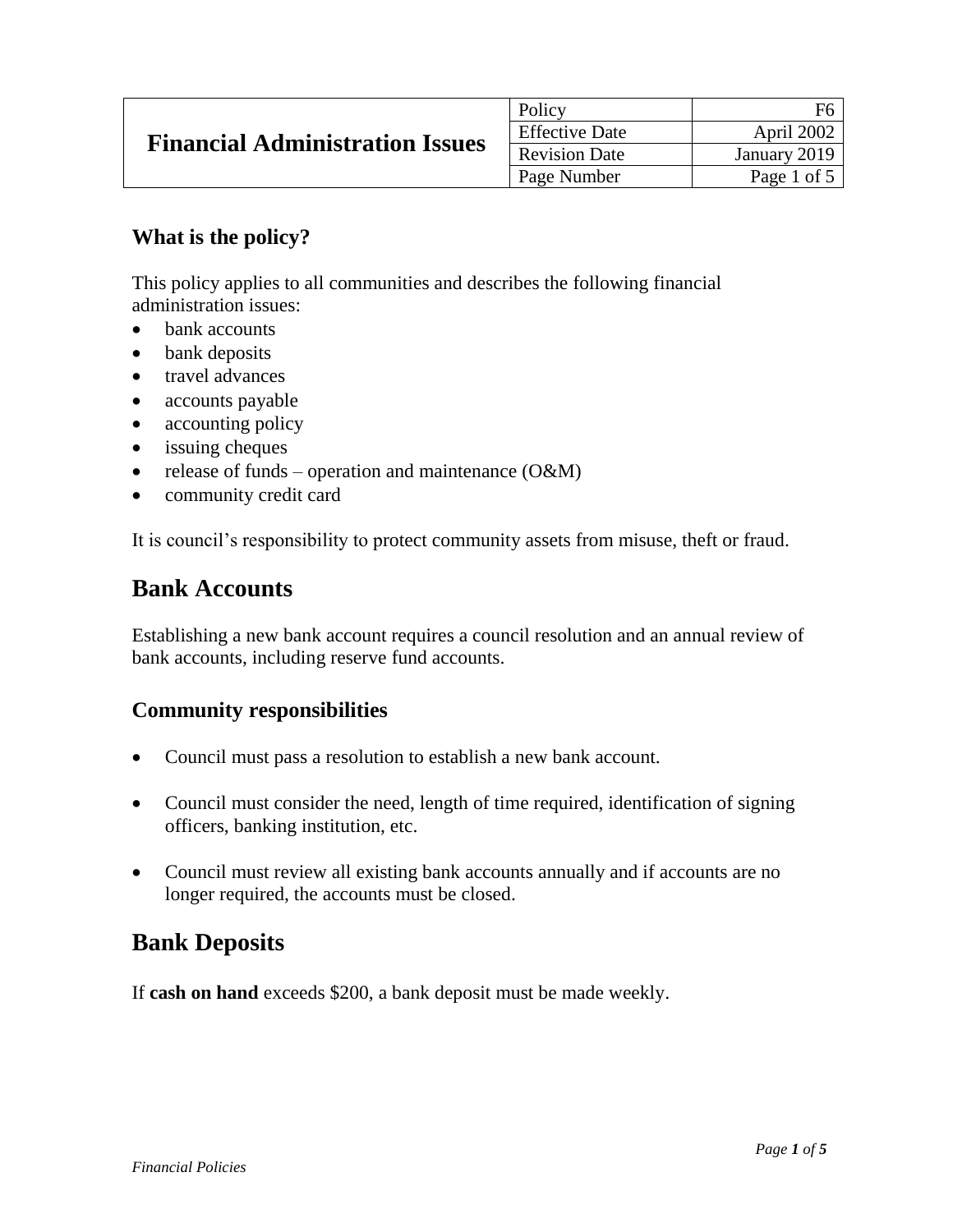| Financial Administration Issues | Policy | F6 |
|---|---|---|
| | Effective Date | April 2002 |
| | Revision Date | January 2019 |
| | Page Number | Page 1 of 5 |

### What is the policy?

This policy applies to all communities and describes the following financial administration issues:

- bank accounts
- bank deposits
- travel advances
- accounts payable
- accounting policy
- issuing cheques
- release of funds – operation and maintenance (O&M)
- community credit card

It is council's responsibility to protect community assets from misuse, theft or fraud.

## Bank Accounts

Establishing a new bank account requires a council resolution and an annual review of bank accounts, including reserve fund accounts.

### Community responsibilities

- Council must pass a resolution to establish a new bank account.
- Council must consider the need, length of time required, identification of signing officers, banking institution, etc.
- Council must review all existing bank accounts annually and if accounts are no longer required, the accounts must be closed.

## Bank Deposits

If **cash on hand** exceeds $200, a bank deposit must be made weekly.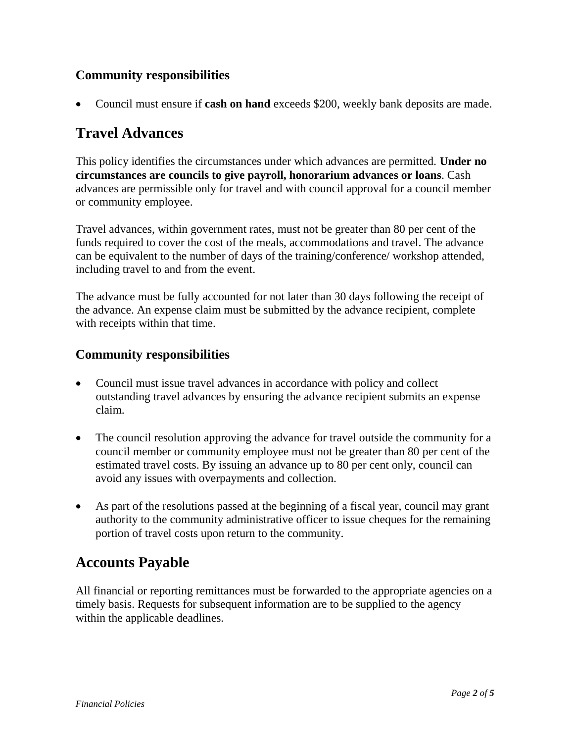### Community responsibilities

- Council must ensure if **cash on hand** exceeds $200, weekly bank deposits are made.

## Travel Advances

This policy identifies the circumstances under which advances are permitted. **Under no circumstances are councils to give payroll, honorarium advances or loans**. Cash advances are permissible only for travel and with council approval for a council member or community employee.

Travel advances, within government rates, must not be greater than 80 per cent of the funds required to cover the cost of the meals, accommodations and travel. The advance can be equivalent to the number of days of the training/conference/ workshop attended, including travel to and from the event.

The advance must be fully accounted for not later than 30 days following the receipt of the advance. An expense claim must be submitted by the advance recipient, complete with receipts within that time.

### Community responsibilities

- Council must issue travel advances in accordance with policy and collect outstanding travel advances by ensuring the advance recipient submits an expense claim.

- The council resolution approving the advance for travel outside the community for a council member or community employee must not be greater than 80 per cent of the estimated travel costs. By issuing an advance up to 80 per cent only, council can avoid any issues with overpayments and collection.

- As part of the resolutions passed at the beginning of a fiscal year, council may grant authority to the community administrative officer to issue cheques for the remaining portion of travel costs upon return to the community.

## Accounts Payable

All financial or reporting remittances must be forwarded to the appropriate agencies on a timely basis. Requests for subsequent information are to be supplied to the agency within the applicable deadlines.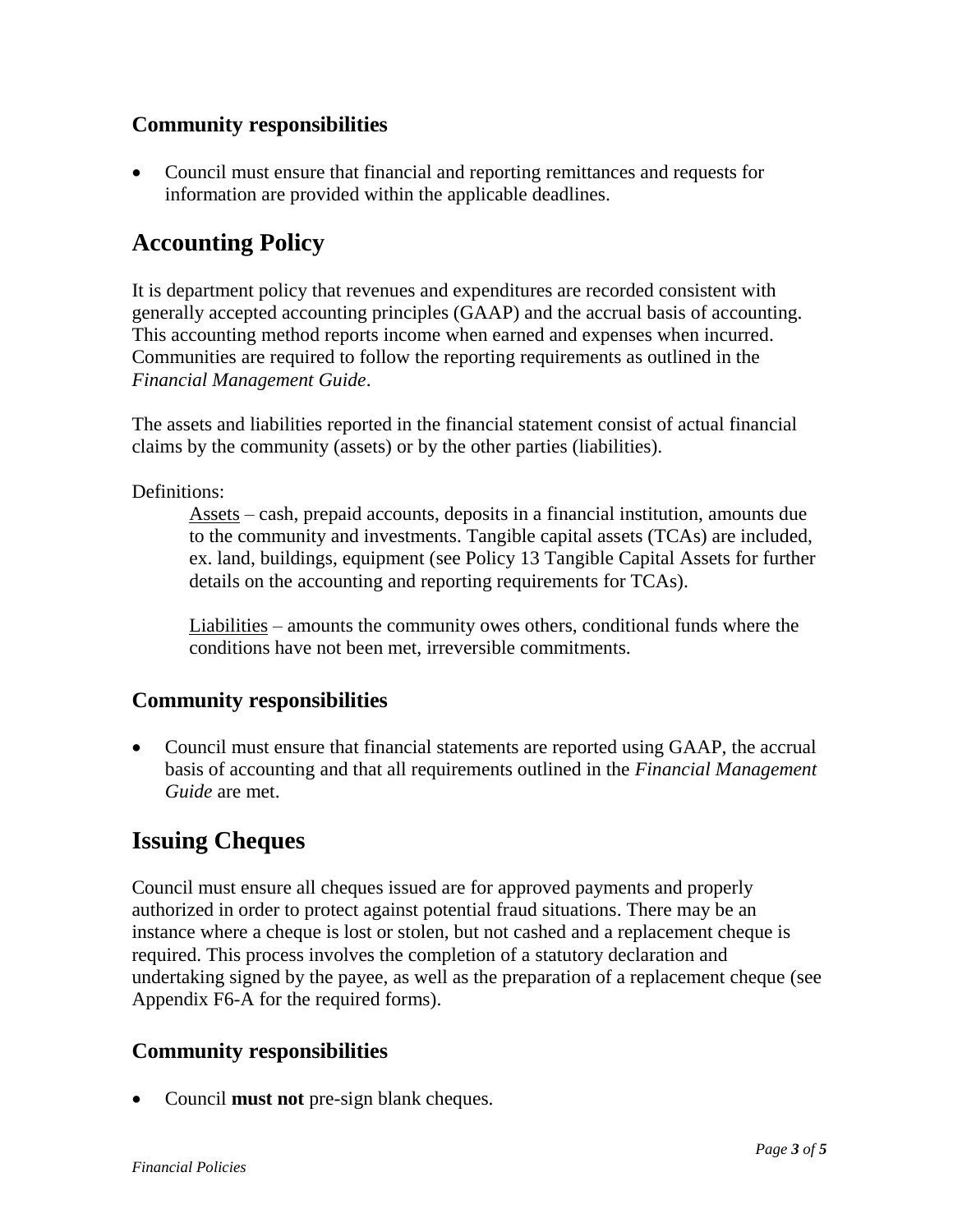### Community responsibilities

- Council must ensure that financial and reporting remittances and requests for information are provided within the applicable deadlines.

## Accounting Policy

It is department policy that revenues and expenditures are recorded consistent with generally accepted accounting principles (GAAP) and the accrual basis of accounting. This accounting method reports income when earned and expenses when incurred. Communities are required to follow the reporting requirements as outlined in the *Financial Management Guide*.

The assets and liabilities reported in the financial statement consist of actual financial claims by the community (assets) or by the other parties (liabilities).

Definitions:

> Assets – cash, prepaid accounts, deposits in a financial institution, amounts due to the community and investments. Tangible capital assets (TCAs) are included, ex. land, buildings, equipment (see Policy 13 Tangible Capital Assets for further details on the accounting and reporting requirements for TCAs).
>
> Liabilities – amounts the community owes others, conditional funds where the conditions have not been met, irreversible commitments.

### Community responsibilities

- Council must ensure that financial statements are reported using GAAP, the accrual basis of accounting and that all requirements outlined in the *Financial Management Guide* are met.

## Issuing Cheques

Council must ensure all cheques issued are for approved payments and properly authorized in order to protect against potential fraud situations. There may be an instance where a cheque is lost or stolen, but not cashed and a replacement cheque is required. This process involves the completion of a statutory declaration and undertaking signed by the payee, as well as the preparation of a replacement cheque (see Appendix F6-A for the required forms).

### Community responsibilities

- Council **must not** pre-sign blank cheques.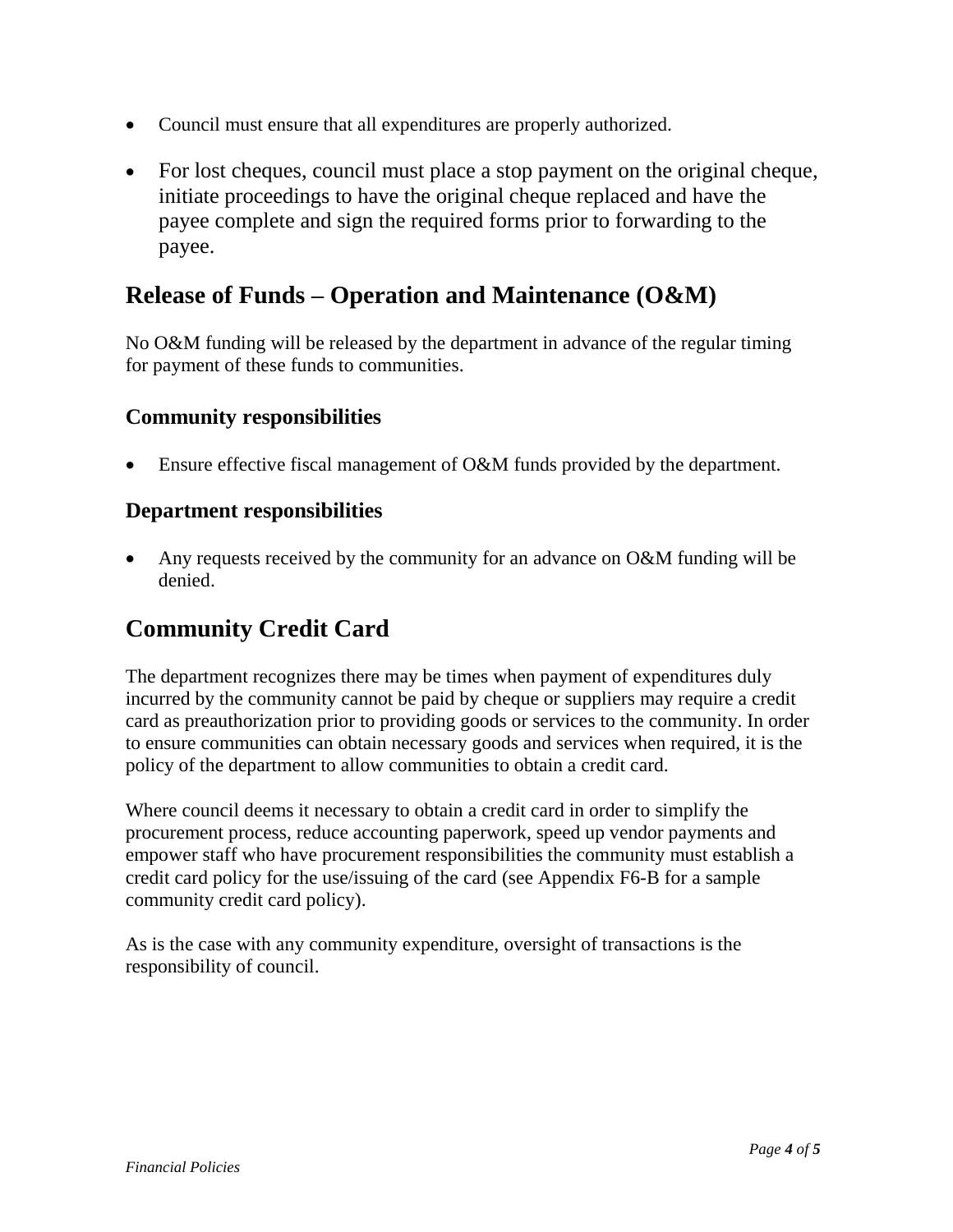- Council must ensure that all expenditures are properly authorized.
- For lost cheques, council must place a stop payment on the original cheque, initiate proceedings to have the original cheque replaced and have the payee complete and sign the required forms prior to forwarding to the payee.

## Release of Funds – Operation and Maintenance (O&M)

No O&M funding will be released by the department in advance of the regular timing for payment of these funds to communities.

### Community responsibilities

- Ensure effective fiscal management of O&M funds provided by the department.

### Department responsibilities

- Any requests received by the community for an advance on O&M funding will be denied.

## Community Credit Card

The department recognizes there may be times when payment of expenditures duly incurred by the community cannot be paid by cheque or suppliers may require a credit card as preauthorization prior to providing goods or services to the community. In order to ensure communities can obtain necessary goods and services when required, it is the policy of the department to allow communities to obtain a credit card.

Where council deems it necessary to obtain a credit card in order to simplify the procurement process, reduce accounting paperwork, speed up vendor payments and empower staff who have procurement responsibilities the community must establish a credit card policy for the use/issuing of the card (see Appendix F6-B for a sample community credit card policy).

As is the case with any community expenditure, oversight of transactions is the responsibility of council.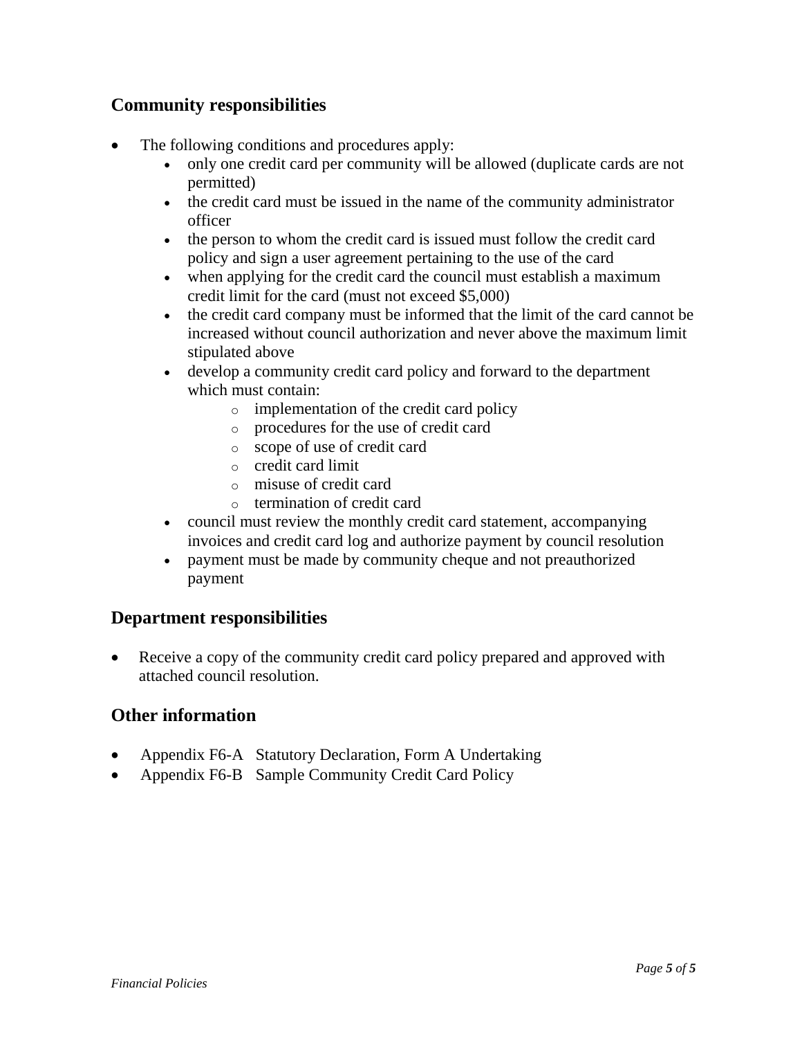## Community responsibilities

- The following conditions and procedures apply:
  - only one credit card per community will be allowed (duplicate cards are not permitted)
  - the credit card must be issued in the name of the community administrator officer
  - the person to whom the credit card is issued must follow the credit card policy and sign a user agreement pertaining to the use of the card
  - when applying for the credit card the council must establish a maximum credit limit for the card (must not exceed $5,000)
  - the credit card company must be informed that the limit of the card cannot be increased without council authorization and never above the maximum limit stipulated above
  - develop a community credit card policy and forward to the department which must contain:
    - implementation of the credit card policy
    - procedures for the use of credit card
    - scope of use of credit card
    - credit card limit
    - misuse of credit card
    - termination of credit card
  - council must review the monthly credit card statement, accompanying invoices and credit card log and authorize payment by council resolution
  - payment must be made by community cheque and not preauthorized payment

## Department responsibilities

- Receive a copy of the community credit card policy prepared and approved with attached council resolution.

## Other information

- Appendix F6-A Statutory Declaration, Form A Undertaking
- Appendix F6-B Sample Community Credit Card Policy